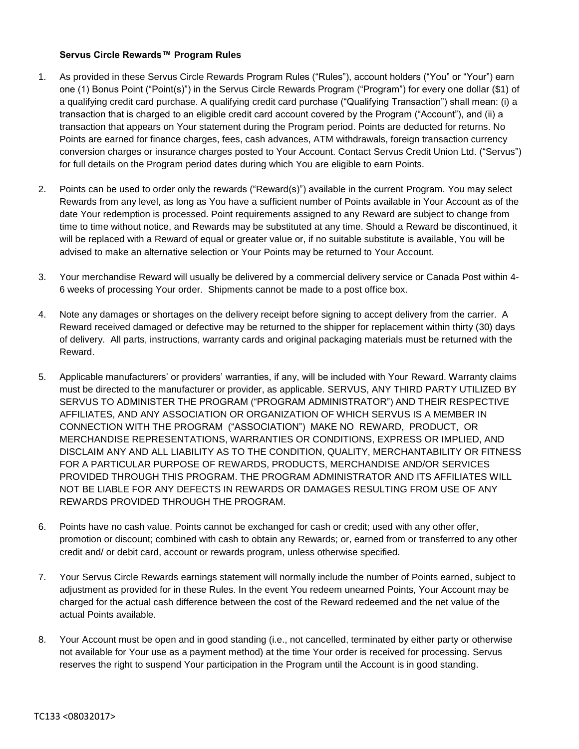**Servus Circle Rewards™ Program Rules**

1. As provided in these Servus Circle Rewards Program Rules ("Rules"), account holders ("You" or "Your") earn one (1) Bonus Point ("Point(s)") in the Servus Circle Rewards Program ("Program") for every one dollar ($1) of a qualifying credit card purchase. A qualifying credit card purchase ("Qualifying Transaction") shall mean: (i) a transaction that is charged to an eligible credit card account covered by the Program ("Account"), and (ii) a transaction that appears on Your statement during the Program period. Points are deducted for returns. No Points are earned for finance charges, fees, cash advances, ATM withdrawals, foreign transaction currency conversion charges or insurance charges posted to Your Account. Contact Servus Credit Union Ltd. ("Servus") for full details on the Program period dates during which You are eligible to earn Points.

2. Points can be used to order only the rewards ("Reward(s)") available in the current Program. You may select Rewards from any level, as long as You have a sufficient number of Points available in Your Account as of the date Your redemption is processed. Point requirements assigned to any Reward are subject to change from time to time without notice, and Rewards may be substituted at any time. Should a Reward be discontinued, it will be replaced with a Reward of equal or greater value or, if no suitable substitute is available, You will be advised to make an alternative selection or Your Points may be returned to Your Account.

3. Your merchandise Reward will usually be delivered by a commercial delivery service or Canada Post within 4-6 weeks of processing Your order. Shipments cannot be made to a post office box.

4. Note any damages or shortages on the delivery receipt before signing to accept delivery from the carrier. A Reward received damaged or defective may be returned to the shipper for replacement within thirty (30) days of delivery. All parts, instructions, warranty cards and original packaging materials must be returned with the Reward.

5. Applicable manufacturers' or providers' warranties, if any, will be included with Your Reward. Warranty claims must be directed to the manufacturer or provider, as applicable. SERVUS, ANY THIRD PARTY UTILIZED BY SERVUS TO ADMINISTER THE PROGRAM ("PROGRAM ADMINISTRATOR") AND THEIR RESPECTIVE AFFILIATES, AND ANY ASSOCIATION OR ORGANIZATION OF WHICH SERVUS IS A MEMBER IN CONNECTION WITH THE PROGRAM ("ASSOCIATION") MAKE NO REWARD, PRODUCT, OR MERCHANDISE REPRESENTATIONS, WARRANTIES OR CONDITIONS, EXPRESS OR IMPLIED, AND DISCLAIM ANY AND ALL LIABILITY AS TO THE CONDITION, QUALITY, MERCHANTABILITY OR FITNESS FOR A PARTICULAR PURPOSE OF REWARDS, PRODUCTS, MERCHANDISE AND/OR SERVICES PROVIDED THROUGH THIS PROGRAM. THE PROGRAM ADMINISTRATOR AND ITS AFFILIATES WILL NOT BE LIABLE FOR ANY DEFECTS IN REWARDS OR DAMAGES RESULTING FROM USE OF ANY REWARDS PROVIDED THROUGH THE PROGRAM.

6. Points have no cash value. Points cannot be exchanged for cash or credit; used with any other offer, promotion or discount; combined with cash to obtain any Rewards; or, earned from or transferred to any other credit and/ or debit card, account or rewards program, unless otherwise specified.

7. Your Servus Circle Rewards earnings statement will normally include the number of Points earned, subject to adjustment as provided for in these Rules. In the event You redeem unearned Points, Your Account may be charged for the actual cash difference between the cost of the Reward redeemed and the net value of the actual Points available.

8. Your Account must be open and in good standing (i.e., not cancelled, terminated by either party or otherwise not available for Your use as a payment method) at the time Your order is received for processing. Servus reserves the right to suspend Your participation in the Program until the Account is in good standing.

TC133 <08032017>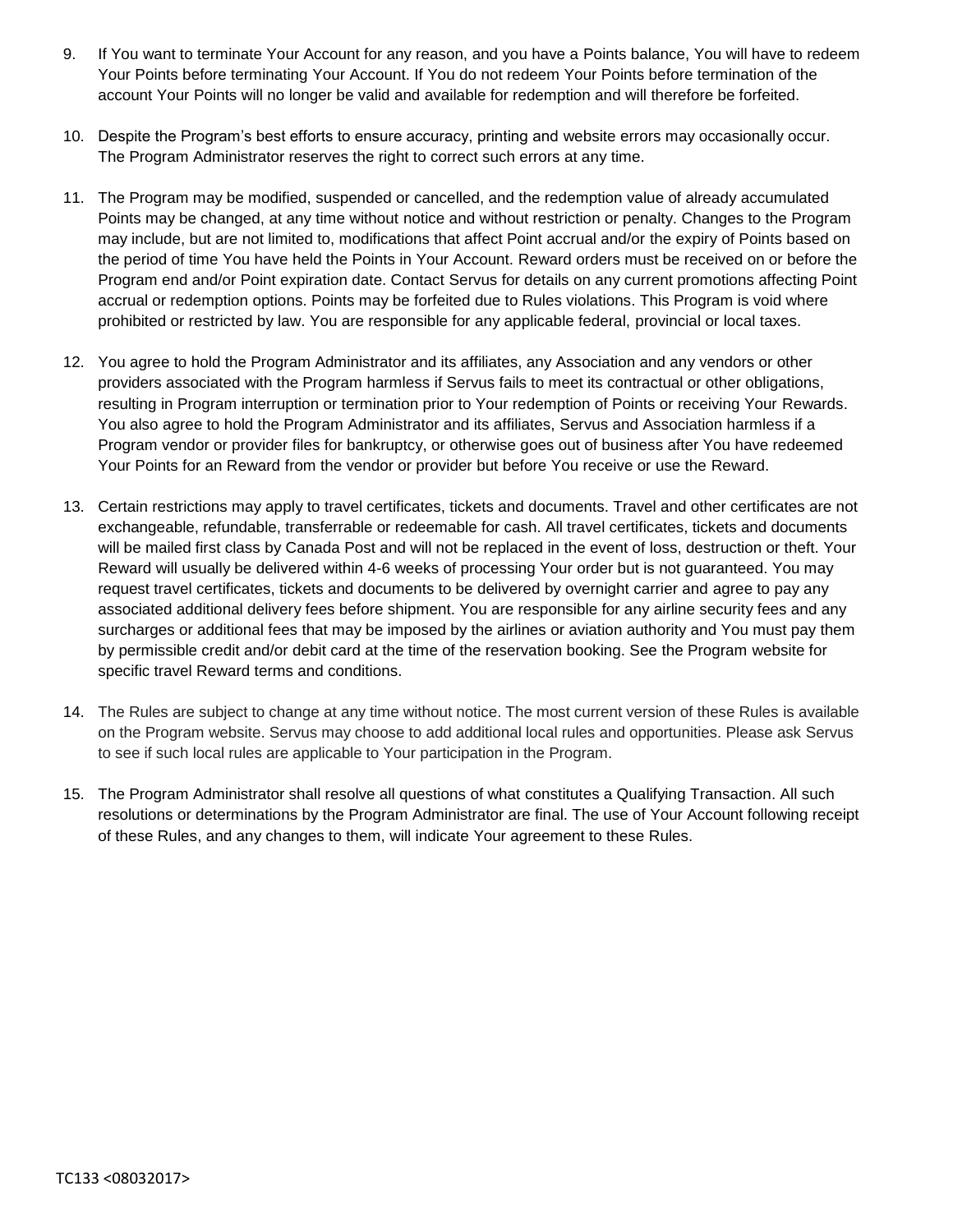9. If You want to terminate Your Account for any reason, and you have a Points balance, You will have to redeem Your Points before terminating Your Account. If You do not redeem Your Points before termination of the account Your Points will no longer be valid and available for redemption and will therefore be forfeited.

10. Despite the Program's best efforts to ensure accuracy, printing and website errors may occasionally occur. The Program Administrator reserves the right to correct such errors at any time.

11. The Program may be modified, suspended or cancelled, and the redemption value of already accumulated Points may be changed, at any time without notice and without restriction or penalty. Changes to the Program may include, but are not limited to, modifications that affect Point accrual and/or the expiry of Points based on the period of time You have held the Points in Your Account. Reward orders must be received on or before the Program end and/or Point expiration date. Contact Servus for details on any current promotions affecting Point accrual or redemption options. Points may be forfeited due to Rules violations. This Program is void where prohibited or restricted by law. You are responsible for any applicable federal, provincial or local taxes.

12. You agree to hold the Program Administrator and its affiliates, any Association and any vendors or other providers associated with the Program harmless if Servus fails to meet its contractual or other obligations, resulting in Program interruption or termination prior to Your redemption of Points or receiving Your Rewards. You also agree to hold the Program Administrator and its affiliates, Servus and Association harmless if a Program vendor or provider files for bankruptcy, or otherwise goes out of business after You have redeemed Your Points for an Reward from the vendor or provider but before You receive or use the Reward.

13. Certain restrictions may apply to travel certificates, tickets and documents. Travel and other certificates are not exchangeable, refundable, transferrable or redeemable for cash. All travel certificates, tickets and documents will be mailed first class by Canada Post and will not be replaced in the event of loss, destruction or theft. Your Reward will usually be delivered within 4-6 weeks of processing Your order but is not guaranteed. You may request travel certificates, tickets and documents to be delivered by overnight carrier and agree to pay any associated additional delivery fees before shipment. You are responsible for any airline security fees and any surcharges or additional fees that may be imposed by the airlines or aviation authority and You must pay them by permissible credit and/or debit card at the time of the reservation booking. See the Program website for specific travel Reward terms and conditions.

14. The Rules are subject to change at any time without notice. The most current version of these Rules is available on the Program website. Servus may choose to add additional local rules and opportunities. Please ask Servus to see if such local rules are applicable to Your participation in the Program.

15. The Program Administrator shall resolve all questions of what constitutes a Qualifying Transaction. All such resolutions or determinations by the Program Administrator are final. The use of Your Account following receipt of these Rules, and any changes to them, will indicate Your agreement to these Rules.

TC133 <08032017>